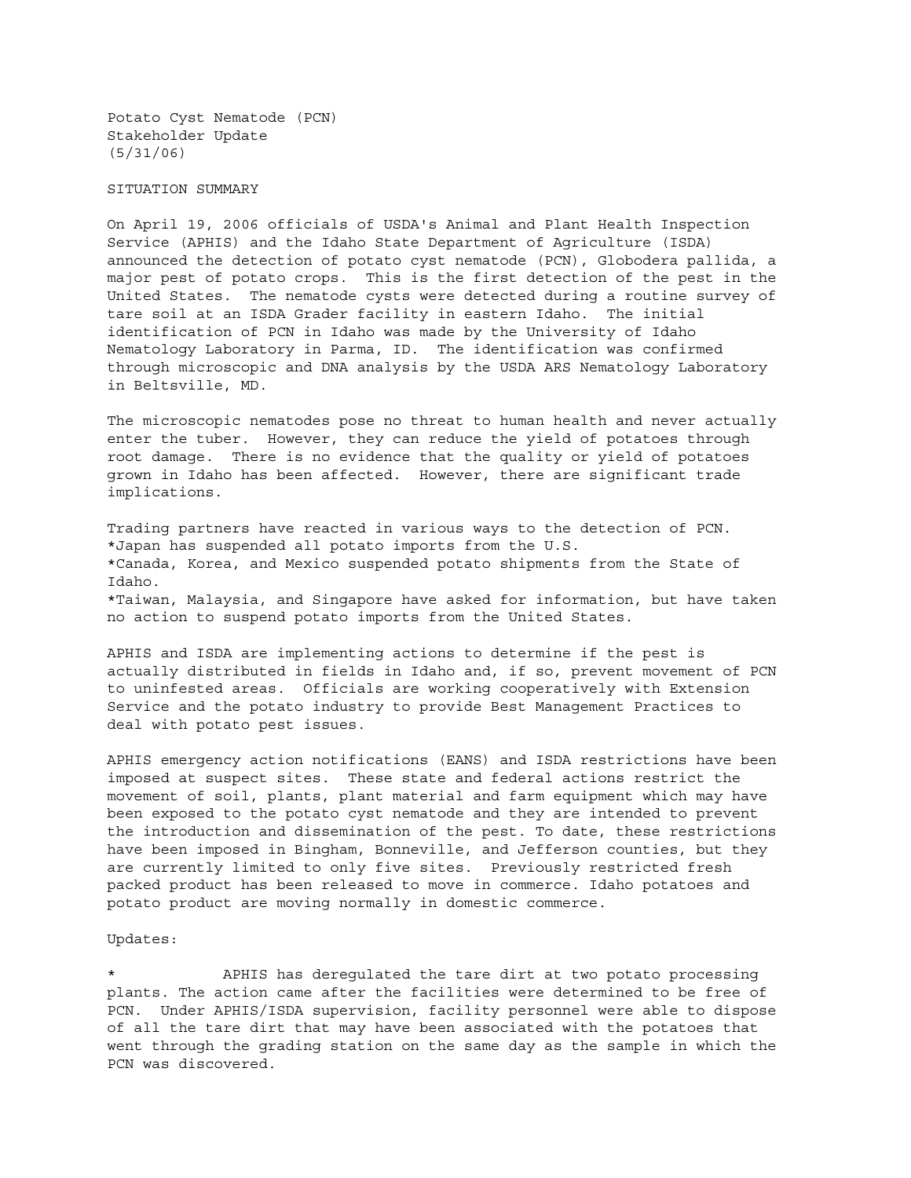Potato Cyst Nematode (PCN)
Stakeholder Update
(5/31/06)

SITUATION SUMMARY

On April 19, 2006 officials of USDA's Animal and Plant Health Inspection Service (APHIS) and the Idaho State Department of Agriculture (ISDA) announced the detection of potato cyst nematode (PCN), Globodera pallida, a major pest of potato crops. This is the first detection of the pest in the United States. The nematode cysts were detected during a routine survey of tare soil at an ISDA Grader facility in eastern Idaho. The initial identification of PCN in Idaho was made by the University of Idaho Nematology Laboratory in Parma, ID. The identification was confirmed through microscopic and DNA analysis by the USDA ARS Nematology Laboratory in Beltsville, MD.

The microscopic nematodes pose no threat to human health and never actually enter the tuber. However, they can reduce the yield of potatoes through root damage. There is no evidence that the quality or yield of potatoes grown in Idaho has been affected. However, there are significant trade implications.

Trading partners have reacted in various ways to the detection of PCN.
*Japan has suspended all potato imports from the U.S.
*Canada, Korea, and Mexico suspended potato shipments from the State of Idaho.
*Taiwan, Malaysia, and Singapore have asked for information, but have taken no action to suspend potato imports from the United States.

APHIS and ISDA are implementing actions to determine if the pest is actually distributed in fields in Idaho and, if so, prevent movement of PCN to uninfested areas. Officials are working cooperatively with Extension Service and the potato industry to provide Best Management Practices to deal with potato pest issues.

APHIS emergency action notifications (EANS) and ISDA restrictions have been imposed at suspect sites. These state and federal actions restrict the movement of soil, plants, plant material and farm equipment which may have been exposed to the potato cyst nematode and they are intended to prevent the introduction and dissemination of the pest. To date, these restrictions have been imposed in Bingham, Bonneville, and Jefferson counties, but they are currently limited to only five sites. Previously restricted fresh packed product has been released to move in commerce. Idaho potatoes and potato product are moving normally in domestic commerce.

Updates:

* APHIS has deregulated the tare dirt at two potato processing plants. The action came after the facilities were determined to be free of PCN. Under APHIS/ISDA supervision, facility personnel were able to dispose of all the tare dirt that may have been associated with the potatoes that went through the grading station on the same day as the sample in which the PCN was discovered.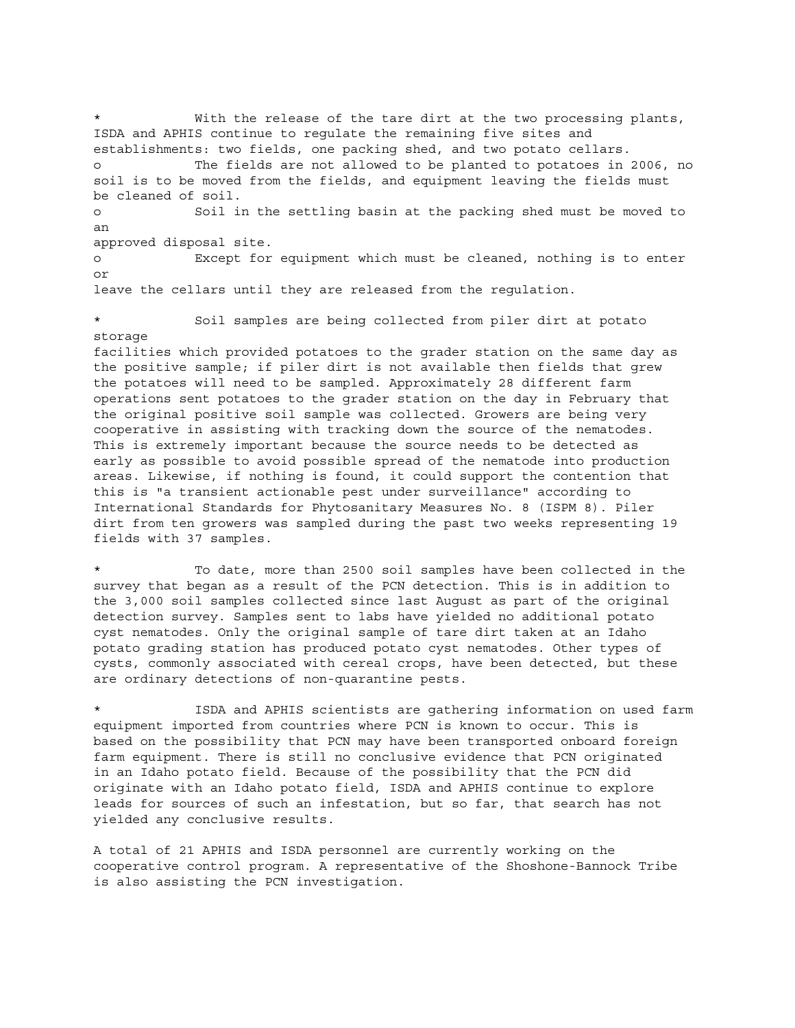* With the release of the tare dirt at the two processing plants, ISDA and APHIS continue to regulate the remaining five sites and establishments: two fields, one packing shed, and two potato cellars.
  - The fields are not allowed to be planted to potatoes in 2006, no soil is to be moved from the fields, and equipment leaving the fields must be cleaned of soil.
  - Soil in the settling basin at the packing shed must be moved to an approved disposal site.
  - Except for equipment which must be cleaned, nothing is to enter or leave the cellars until they are released from the regulation.

* Soil samples are being collected from piler dirt at potato storage facilities which provided potatoes to the grader station on the same day as the positive sample; if piler dirt is not available then fields that grew the potatoes will need to be sampled. Approximately 28 different farm operations sent potatoes to the grader station on the day in February that the original positive soil sample was collected. Growers are being very cooperative in assisting with tracking down the source of the nematodes. This is extremely important because the source needs to be detected as early as possible to avoid possible spread of the nematode into production areas. Likewise, if nothing is found, it could support the contention that this is "a transient actionable pest under surveillance" according to International Standards for Phytosanitary Measures No. 8 (ISPM 8). Piler dirt from ten growers was sampled during the past two weeks representing 19 fields with 37 samples.

* To date, more than 2500 soil samples have been collected in the survey that began as a result of the PCN detection. This is in addition to the 3,000 soil samples collected since last August as part of the original detection survey. Samples sent to labs have yielded no additional potato cyst nematodes. Only the original sample of tare dirt taken at an Idaho potato grading station has produced potato cyst nematodes. Other types of cysts, commonly associated with cereal crops, have been detected, but these are ordinary detections of non-quarantine pests.

* ISDA and APHIS scientists are gathering information on used farm equipment imported from countries where PCN is known to occur. This is based on the possibility that PCN may have been transported onboard foreign farm equipment. There is still no conclusive evidence that PCN originated in an Idaho potato field. Because of the possibility that the PCN did originate with an Idaho potato field, ISDA and APHIS continue to explore leads for sources of such an infestation, but so far, that search has not yielded any conclusive results.

A total of 21 APHIS and ISDA personnel are currently working on the cooperative control program. A representative of the Shoshone-Bannock Tribe is also assisting the PCN investigation.